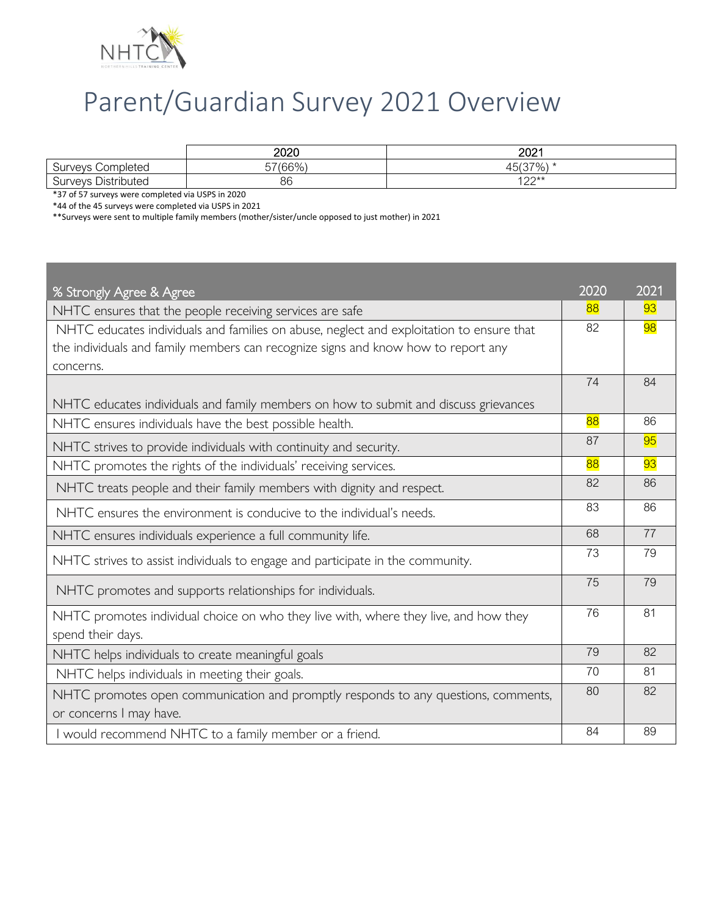# Parent/Guardian Survey 2021 Overview

| | 2020 | 2021 |
|---|---|---|
| Surveys Completed | 57(66%) | 45(37%) * |
| Surveys Distributed | 86 | 122** |

*37 of 57 surveys were completed via USPS in 2020

*44 of the 45 surveys were completed via USPS in 2021

**Surveys were sent to multiple family members (mother/sister/uncle opposed to just mother) in 2021

| % Strongly Agree & Agree | 2020 | 2021 |
|---|---|---|
| NHTC ensures that the people receiving services are safe | 88 | 93 |
| NHTC educates individuals and families on abuse, neglect and exploitation to ensure that the individuals and family members can recognize signs and know how to report any concerns. | 82 | 98 |
| NHTC educates individuals and family members on how to submit and discuss grievances | 74 | 84 |
| NHTC ensures individuals have the best possible health. | 88 | 86 |
| NHTC strives to provide individuals with continuity and security. | 87 | 95 |
| NHTC promotes the rights of the individuals' receiving services. | 88 | 93 |
| NHTC treats people and their family members with dignity and respect. | 82 | 86 |
| NHTC ensures the environment is conducive to the individual's needs. | 83 | 86 |
| NHTC ensures individuals experience a full community life. | 68 | 77 |
| NHTC strives to assist individuals to engage and participate in the community. | 73 | 79 |
| NHTC promotes and supports relationships for individuals. | 75 | 79 |
| NHTC promotes individual choice on who they live with, where they live, and how they spend their days. | 76 | 81 |
| NHTC helps individuals to create meaningful goals | 79 | 82 |
| NHTC helps individuals in meeting their goals. | 70 | 81 |
| NHTC promotes open communication and promptly responds to any questions, comments, or concerns I may have. | 80 | 82 |
| I would recommend NHTC to a family member or a friend. | 84 | 89 |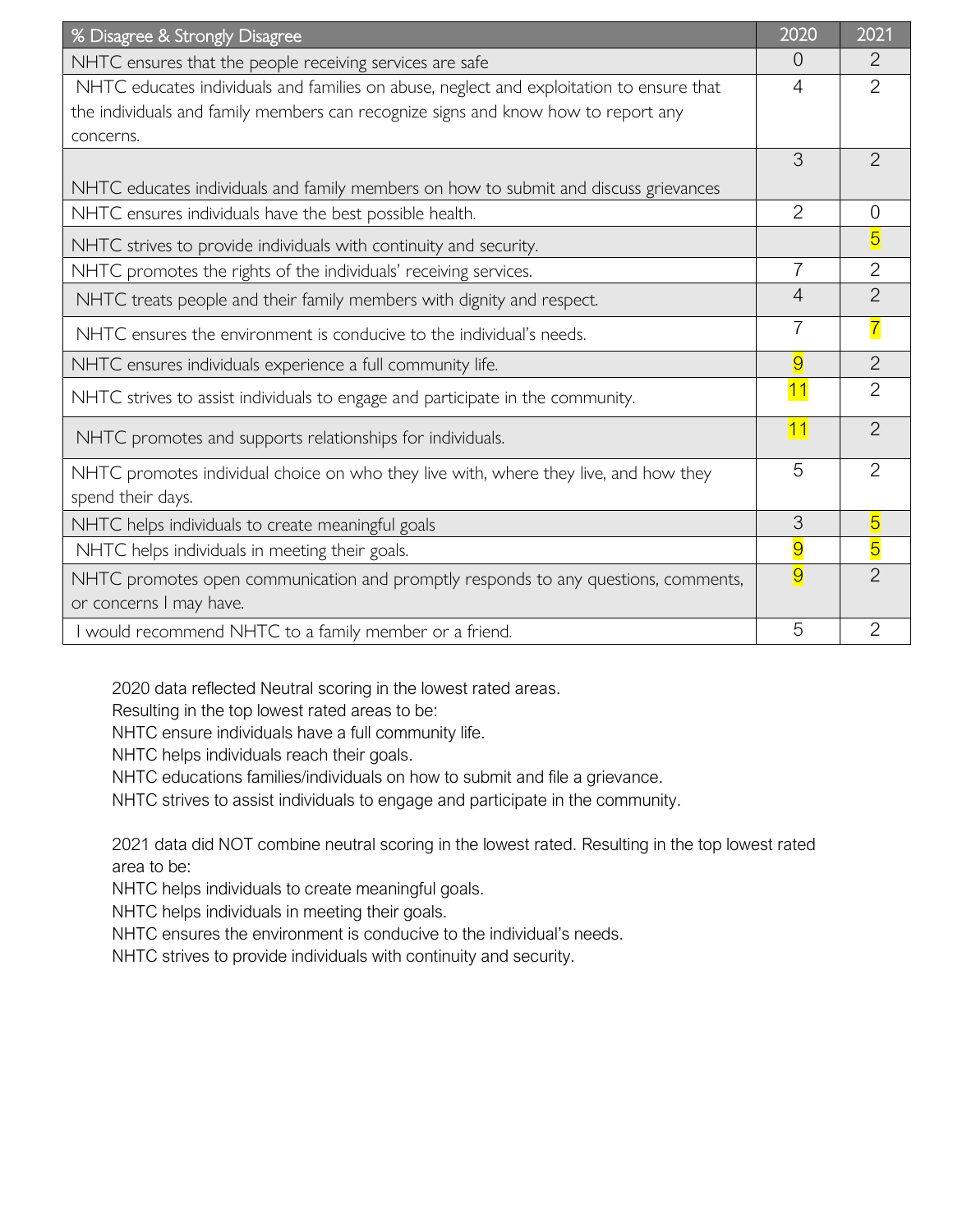| % Disagree & Strongly Disagree | 2020 | 2021 |
|---|---|---|
| NHTC ensures that the people receiving services are safe | 0 | 2 |
| NHTC educates individuals and families on abuse, neglect and exploitation to ensure that the individuals and family members can recognize signs and know how to report any concerns. | 4 | 2 |
| NHTC educates individuals and family members on how to submit and discuss grievances | 3 | 2 |
| NHTC ensures individuals have the best possible health. | 2 | 0 |
| NHTC strives to provide individuals with continuity and security. | | 5 |
| NHTC promotes the rights of the individuals' receiving services. | 7 | 2 |
| NHTC treats people and their family members with dignity and respect. | 4 | 2 |
| NHTC ensures the environment is conducive to the individual's needs. | 7 | 7 |
| NHTC ensures individuals experience a full community life. | 9 | 2 |
| NHTC strives to assist individuals to engage and participate in the community. | 11 | 2 |
| NHTC promotes and supports relationships for individuals. | 11 | 2 |
| NHTC promotes individual choice on who they live with, where they live, and how they spend their days. | 5 | 2 |
| NHTC helps individuals to create meaningful goals | 3 | 5 |
| NHTC helps individuals in meeting their goals. | 9 | 5 |
| NHTC promotes open communication and promptly responds to any questions, comments, or concerns I may have. | 9 | 2 |
| I would recommend NHTC to a family member or a friend. | 5 | 2 |

2020 data reflected Neutral scoring in the lowest rated areas.
Resulting in the top lowest rated areas to be:
NHTC ensure individuals have a full community life.
NHTC helps individuals reach their goals.
NHTC educations families/individuals on how to submit and file a grievance.
NHTC strives to assist individuals to engage and participate in the community.

2021 data did NOT combine neutral scoring in the lowest rated. Resulting in the top lowest rated area to be:
NHTC helps individuals to create meaningful goals.
NHTC helps individuals in meeting their goals.
NHTC ensures the environment is conducive to the individual's needs.
NHTC strives to provide individuals with continuity and security.